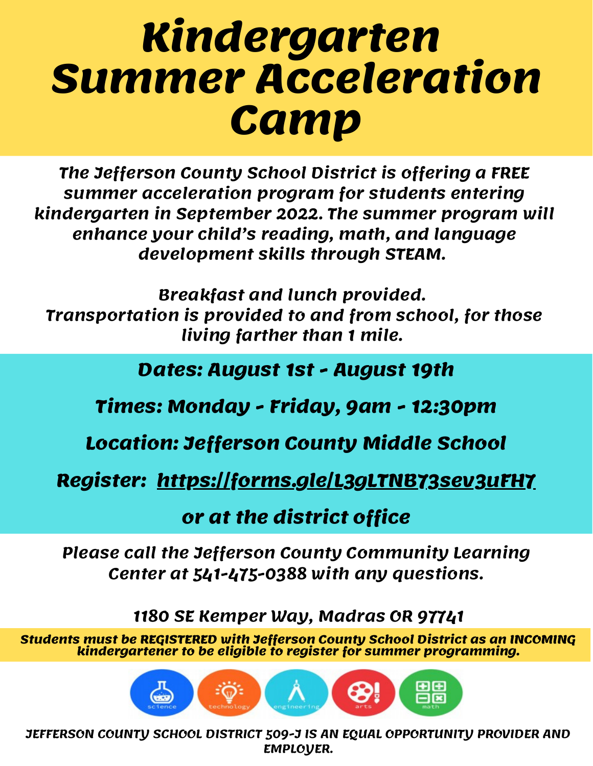# Kindergarten Summer Acceleration Camp

***The Jefferson County School District is offering a FREE summer acceleration program for students entering kindergarten in September 2022. The summer program will enhance your child's reading, math, and language development skills through STEAM.***

*Breakfast and lunch provided.*
*Transportation is provided to and from school, for those living farther than 1 mile.*

**Dates: August 1st - August 19th**

**Times: Monday - Friday, 9am - 12:30pm**

**Location: Jefferson County Middle School**

**Register: https://forms.gle/L3gLTNB73sev3uFH7**

**or at the district office**

*Please call the Jefferson County Community Learning Center at 541-475-0388 with any questions.*

*1180 SE Kemper Way, Madras OR 97741*

***Students must be REGISTERED with Jefferson County School District as an INCOMING kindergartener to be eligible to register for summer programming.***

science technology engineering arts math

***JEFFERSON COUNTY SCHOOL DISTRICT 509-J IS AN EQUAL OPPORTUNITY PROVIDER AND EMPLOYER.***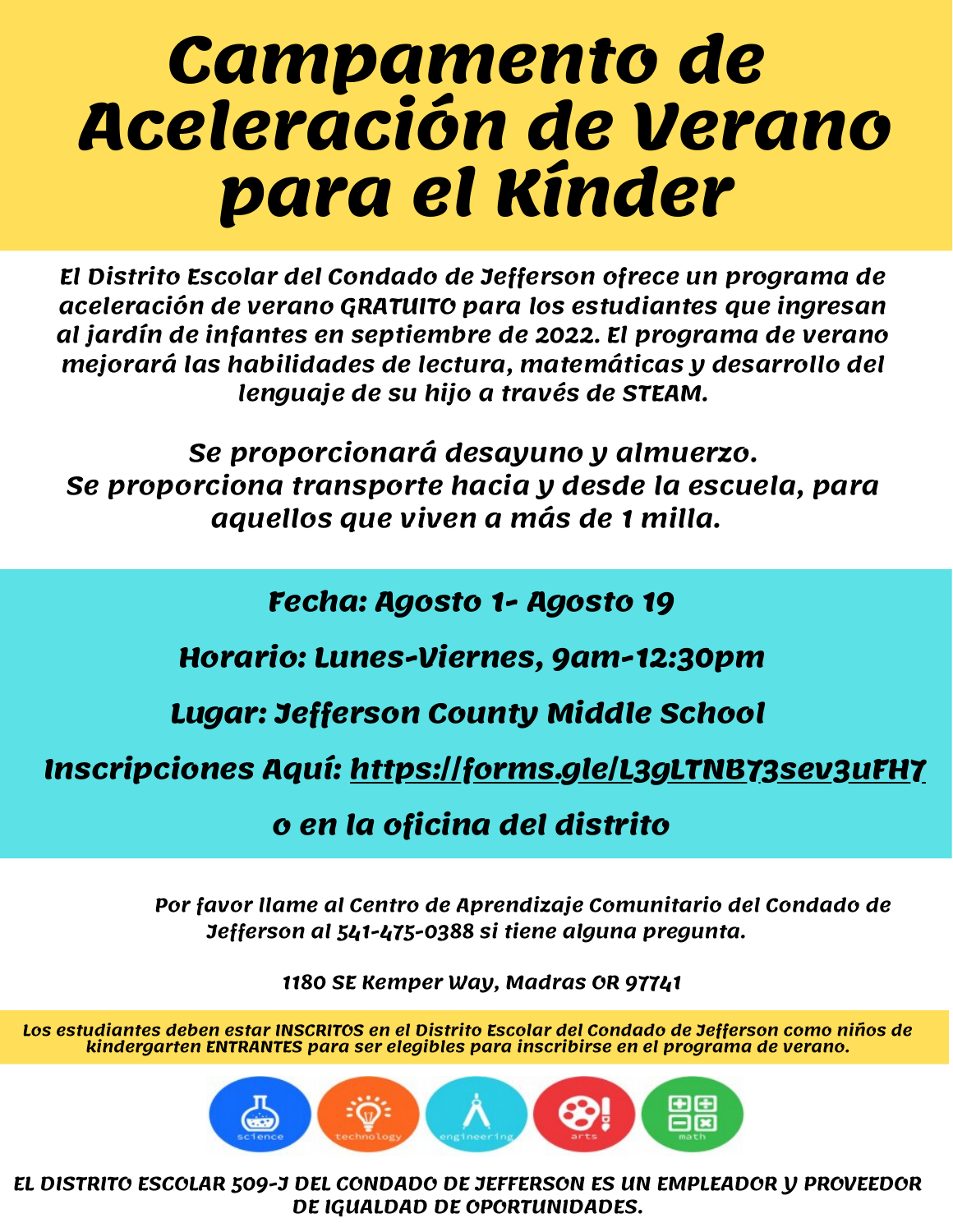# Campamento de Aceleración de Verano para el Kínder

**El Distrito Escolar del Condado de Jefferson ofrece un programa de aceleración de verano GRATUITO para los estudiantes que ingresan al jardín de infantes en septiembre de 2022. El programa de verano mejorará las habilidades de lectura, matemáticas y desarrollo del lenguaje de su hijo a través de STEAM.**

**Se proporcionará desayuno y almuerzo.**
**Se proporciona transporte hacia y desde la escuela, para aquellos que viven a más de 1 milla.**

**Fecha: Agosto 1- Agosto 19**

**Horario: Lunes-Viernes, 9am-12:30pm**

**Lugar: Jefferson County Middle School**

**Inscripciones Aquí: https://forms.gle/L3gLTNB73sev3uFH7**

**o en la oficina del distrito**

Por favor llame al Centro de Aprendizaje Comunitario del Condado de Jefferson al 541-475-0388 si tiene alguna pregunta.

1180 SE Kemper Way, Madras OR 97741

**Los estudiantes deben estar INSCRITOS en el Distrito Escolar del Condado de Jefferson como niños de kindergarten ENTRANTES para ser elegibles para inscribirse en el programa de verano.**

science technology engineering arts math

**EL DISTRITO ESCOLAR 509-J DEL CONDADO DE JEFFERSON ES UN EMPLEADOR Y PROVEEDOR DE IGUALDAD DE OPORTUNIDADES.**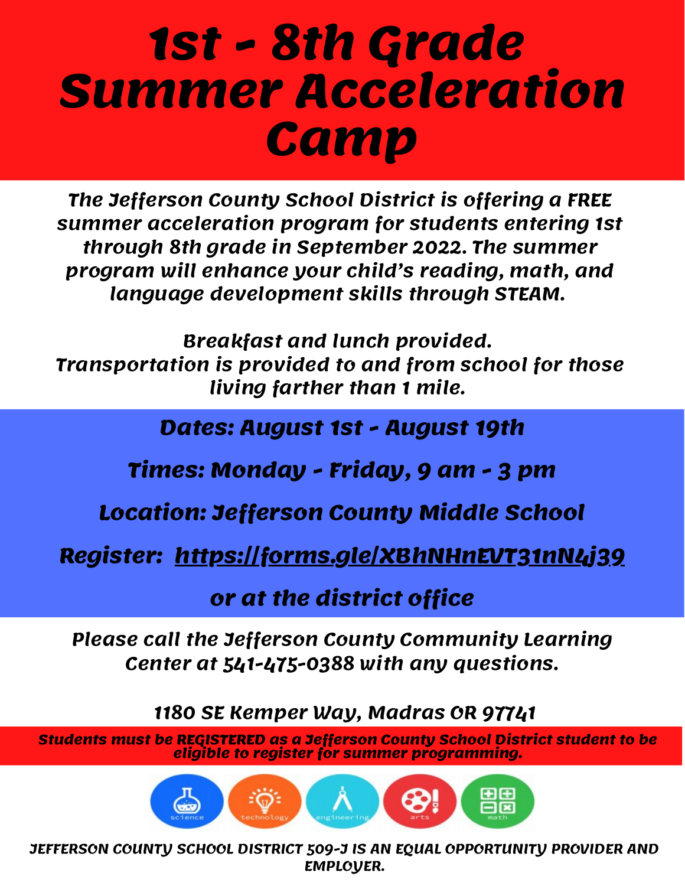# 1st - 8th Grade Summer Acceleration Camp

*The Jefferson County School District is offering a FREE summer acceleration program for students entering 1st through 8th grade in September 2022. The summer program will enhance your child's reading, math, and language development skills through STEAM.*

*Breakfast and lunch provided.*
*Transportation is provided to and from school for those living farther than 1 mile.*

**Dates: August 1st - August 19th**

**Times: Monday - Friday, 9 am - 3 pm**

**Location: Jefferson County Middle School**

**Register: https://forms.gle/XBhNHnEVT31nN4j39**

**or at the district office**

*Please call the Jefferson County Community Learning Center at 541-475-0388 with any questions.*

*1180 SE Kemper Way, Madras OR 97741*

**Students must be REGISTERED as a Jefferson County School District student to be eligible to register for summer programming.**

science technology engineering arts math

**JEFFERSON COUNTY SCHOOL DISTRICT 509-J IS AN EQUAL OPPORTUNITY PROVIDER AND EMPLOYER.**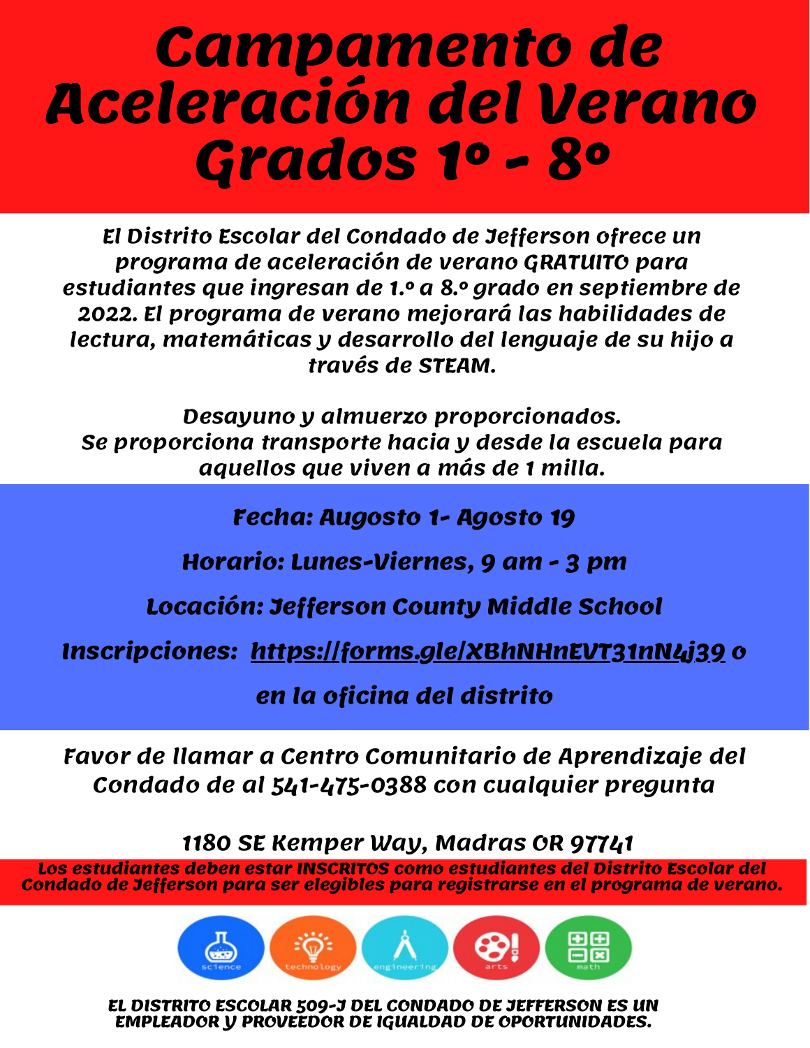# Campamento de Aceleración del Verano Grados 1º - 8º

***El Distrito Escolar del Condado de Jefferson ofrece un programa de aceleración de verano GRATUITO para estudiantes que ingresan de 1.º a 8.º grado en septiembre de 2022. El programa de verano mejorará las habilidades de lectura, matemáticas y desarrollo del lenguaje de su hijo a través de STEAM.***

*Desayuno y almuerzo proporcionados.*
*Se proporciona transporte hacia y desde la escuela para aquellos que viven a más de 1 milla.*

**Fecha: Augosto 1- Agosto 19**

**Horario: Lunes-Viernes, 9 am - 3 pm**

**Locación: Jefferson County Middle School**

**Inscripciones: https://forms.gle/XBhNHnEVT31nN4j39 o en la oficina del distrito**

Favor de llamar a Centro Comunitario de Aprendizaje del Condado de al 541-475-0388 con cualquier pregunta

1180 SE Kemper Way, Madras OR 97741

***Los estudiantes deben estar INSCRITOS como estudiantes del Distrito Escolar del Condado de Jefferson para ser elegibles para registrarse en el programa de verano.***

science technology engineering arts math

**EL DISTRITO ESCOLAR 509-J DEL CONDADO DE JEFFERSON ES UN EMPLEADOR Y PROVEEDOR DE IGUALDAD DE OPORTUNIDADES.**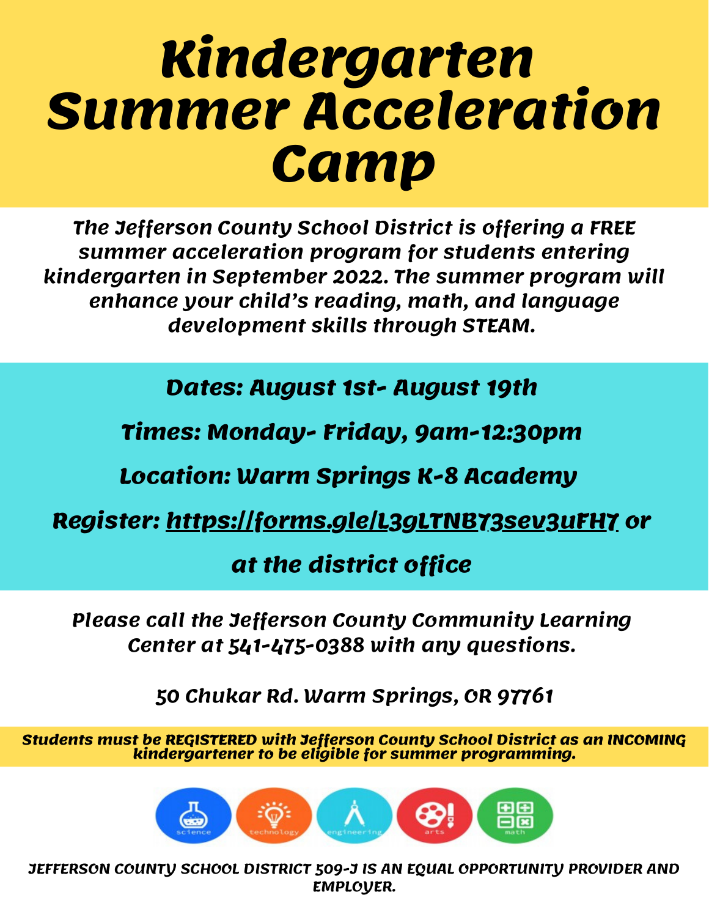# Kindergarten Summer Acceleration Camp

***The Jefferson County School District is offering a FREE summer acceleration program for students entering kindergarten in September 2022. The summer program will enhance your child's reading, math, and language development skills through STEAM.***

***Dates: August 1st- August 19th***

***Times: Monday- Friday, 9am-12:30pm***

***Location: Warm Springs K-8 Academy***

***Register: https://forms.gle/L3gLTNB73sev3uFH7 or at the district office***

*Please call the Jefferson County Community Learning Center at 541-475-0388 with any questions.*

*50 Chukar Rd. Warm Springs, OR 97761*

***Students must be REGISTERED with Jefferson County School District as an INCOMING kindergartener to be eligible for summer programming.***

science technology engineering arts math

***JEFFERSON COUNTY SCHOOL DISTRICT 509-J IS AN EQUAL OPPORTUNITY PROVIDER AND EMPLOYER.***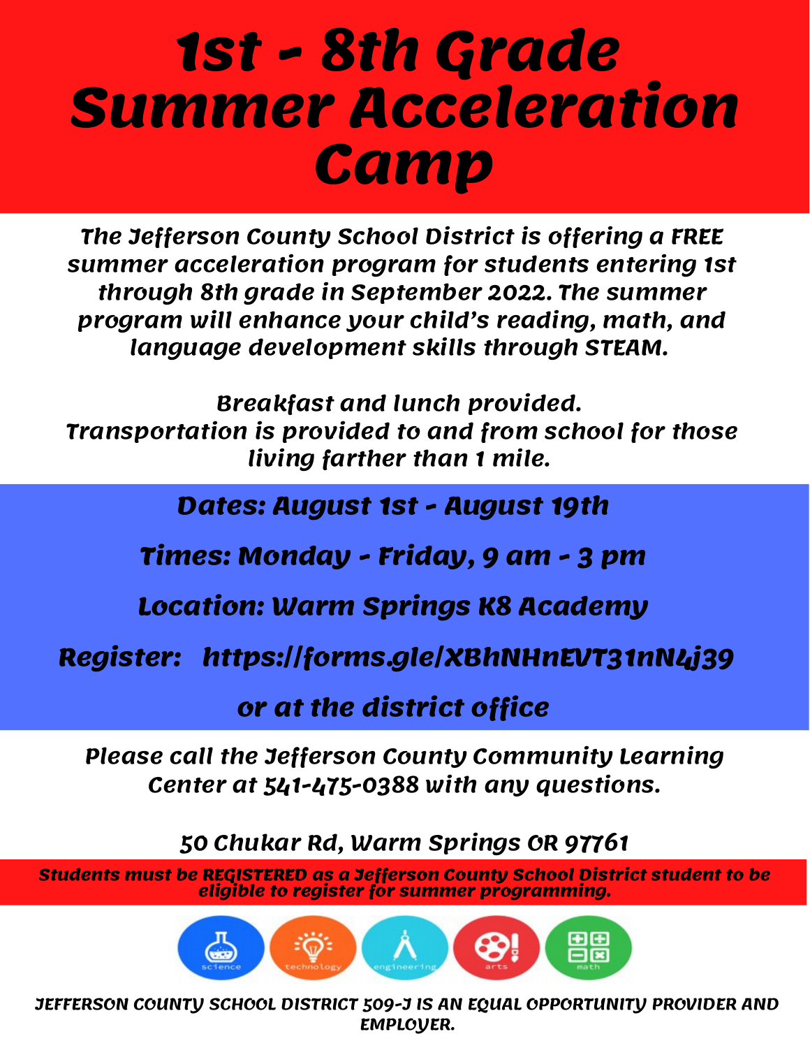# 1st - 8th Grade Summer Acceleration Camp

**The Jefferson County School District is offering a FREE summer acceleration program for students entering 1st through 8th grade in September 2022. The summer program will enhance your child's reading, math, and language development skills through STEAM.**

**Breakfast and lunch provided.**
**Transportation is provided to and from school for those living farther than 1 mile.**

**Dates: August 1st - August 19th**

**Times: Monday - Friday, 9 am - 3 pm**

**Location: Warm Springs K8 Academy**

**Register: https://forms.gle/XBhNHnEVT31nN4j39**

**or at the district office**

**Please call the Jefferson County Community Learning Center at 541-475-0388 with any questions.**

**50 Chukar Rd, Warm Springs OR 97761**

**Students must be REGISTERED as a Jefferson County School District student to be eligible to register for summer programming.**

science technology engineering arts math

**JEFFERSON COUNTY SCHOOL DISTRICT 509-J IS AN EQUAL OPPORTUNITY PROVIDER AND EMPLOYER.**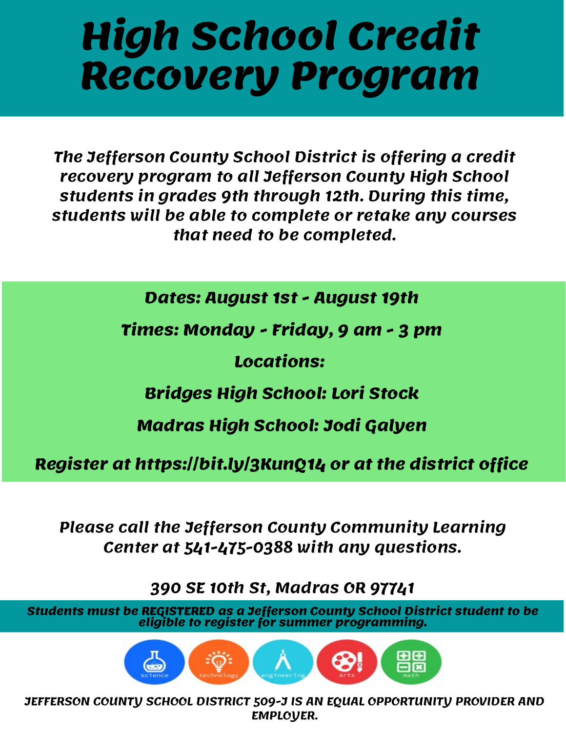# High School Credit Recovery Program

***The Jefferson County School District is offering a credit recovery program to all Jefferson County High School students in grades 9th through 12th. During this time, students will be able to complete or retake any courses that need to be completed.***

**Dates: August 1st - August 19th**

**Times: Monday - Friday, 9 am - 3 pm**

**Locations:**

**Bridges High School: Lori Stock**

**Madras High School: Jodi Galyen**

**Register at https://bit.ly/3KunQ14 or at the district office**

*Please call the Jefferson County Community Learning Center at 541-475-0388 with any questions.*

390 SE 10th St, Madras OR 97741

***Students must be REGISTERED as a Jefferson County School District student to be eligible to register for summer programming.***

science · technology · engineering · arts · math

**JEFFERSON COUNTY SCHOOL DISTRICT 509-J IS AN EQUAL OPPORTUNITY PROVIDER AND EMPLOYER.**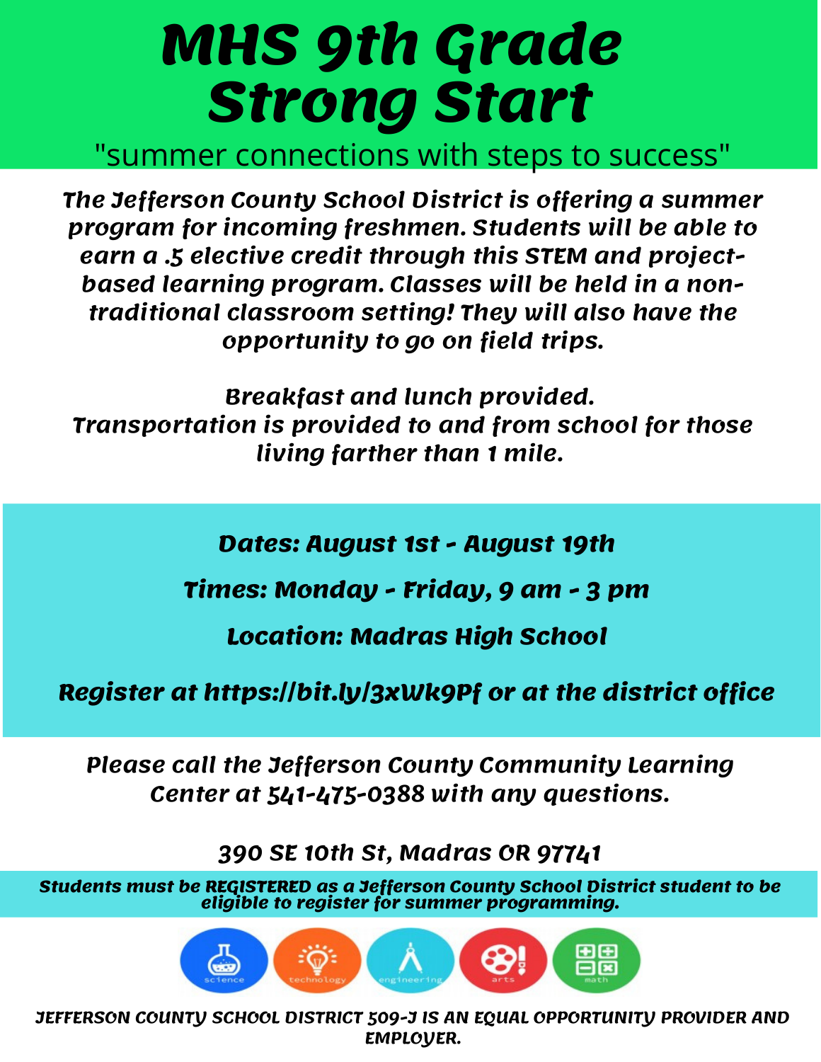# MHS 9th Grade Strong Start

"summer connections with steps to success"

**The Jefferson County School District is offering a summer program for incoming freshmen. Students will be able to earn a .5 elective credit through this STEM and project-based learning program. Classes will be held in a non-traditional classroom setting! They will also have the opportunity to go on field trips.**

**Breakfast and lunch provided.**
**Transportation is provided to and from school for those living farther than 1 mile.**

**Dates: August 1st - August 19th**

**Times: Monday - Friday, 9 am - 3 pm**

**Location: Madras High School**

**Register at https://bit.ly/3xWk9Pf or at the district office**

**Please call the Jefferson County Community Learning Center at 541-475-0388 with any questions.**

**390 SE 10th St, Madras OR 97741**

**Students must be REGISTERED as a Jefferson County School District student to be eligible to register for summer programming.**

science technology engineering arts math

**JEFFERSON COUNTY SCHOOL DISTRICT 509-J IS AN EQUAL OPPORTUNITY PROVIDER AND EMPLOYER.**